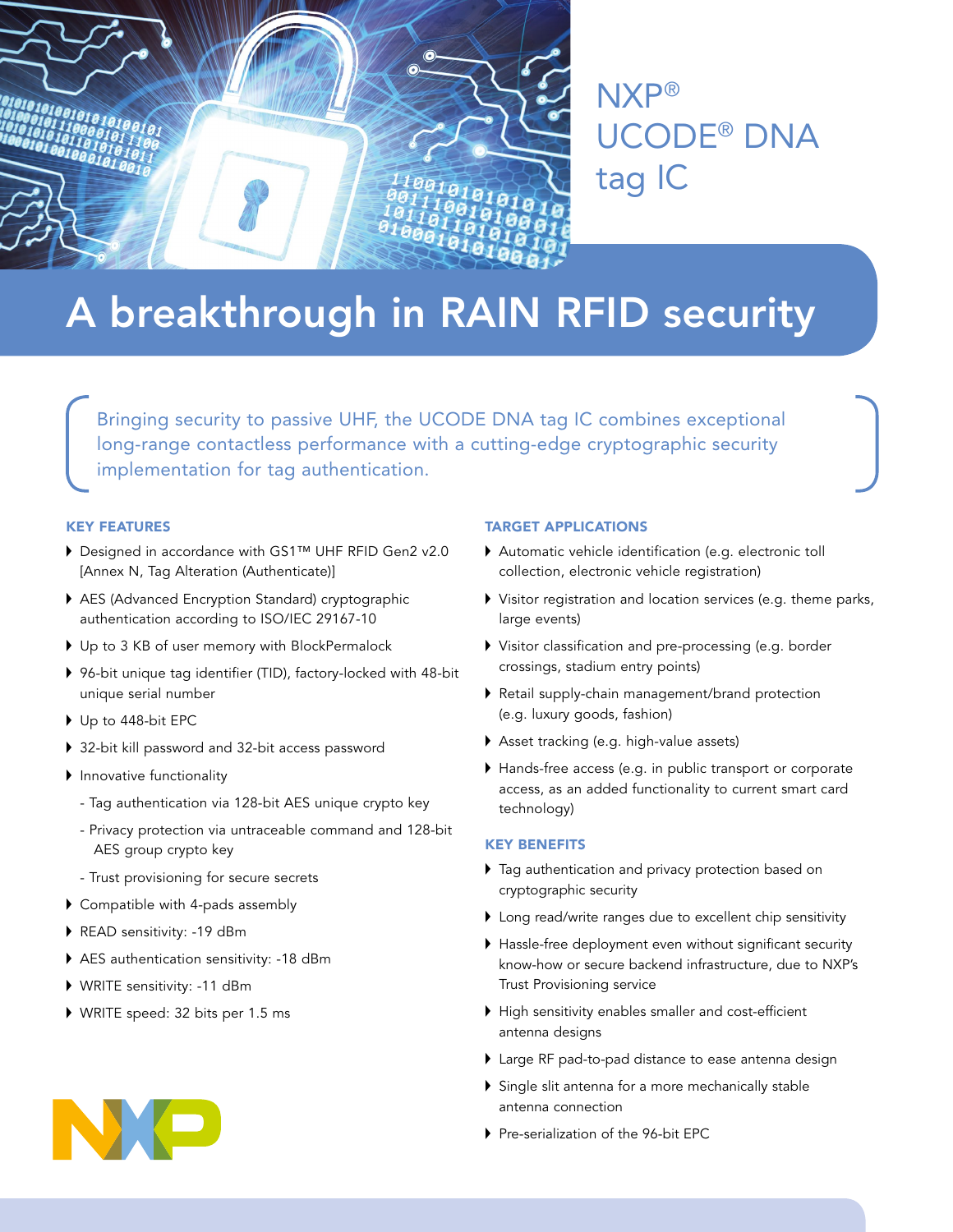# NXP® UCODE® DNA tag IC

## A breakthrough in RAIN RFID security

Bringing security to passive UHF, the UCODE DNA tag IC combines exceptional long-range contactless performance with a cutting-edge cryptographic security implementation for tag authentication.

### KEY FEATURES

- Designed in accordance with GS1™ UHF RFID Gen2 v2.0 [Annex N, Tag Alteration (Authenticate)]
- AES (Advanced Encryption Standard) cryptographic authentication according to ISO/IEC 29167-10
- Up to 3 KB of user memory with BlockPermalock
- 96-bit unique tag identifier (TID), factory-locked with 48-bit unique serial number
- Up to 448-bit EPC
- 32-bit kill password and 32-bit access password
- Innovative functionality
  - Tag authentication via 128-bit AES unique crypto key
  - Privacy protection via untraceable command and 128-bit AES group crypto key
  - Trust provisioning for secure secrets
- Compatible with 4-pads assembly
- READ sensitivity: -19 dBm
- AES authentication sensitivity: -18 dBm
- WRITE sensitivity: -11 dBm
- WRITE speed: 32 bits per 1.5 ms

### TARGET APPLICATIONS

- Automatic vehicle identification (e.g. electronic toll collection, electronic vehicle registration)
- Visitor registration and location services (e.g. theme parks, large events)
- Visitor classification and pre-processing (e.g. border crossings, stadium entry points)
- Retail supply-chain management/brand protection (e.g. luxury goods, fashion)
- Asset tracking (e.g. high-value assets)
- Hands-free access (e.g. in public transport or corporate access, as an added functionality to current smart card technology)

### KEY BENEFITS

- Tag authentication and privacy protection based on cryptographic security
- Long read/write ranges due to excellent chip sensitivity
- Hassle-free deployment even without significant security know-how or secure backend infrastructure, due to NXP's Trust Provisioning service
- High sensitivity enables smaller and cost-efficient antenna designs
- Large RF pad-to-pad distance to ease antenna design
- Single slit antenna for a more mechanically stable antenna connection
- Pre-serialization of the 96-bit EPC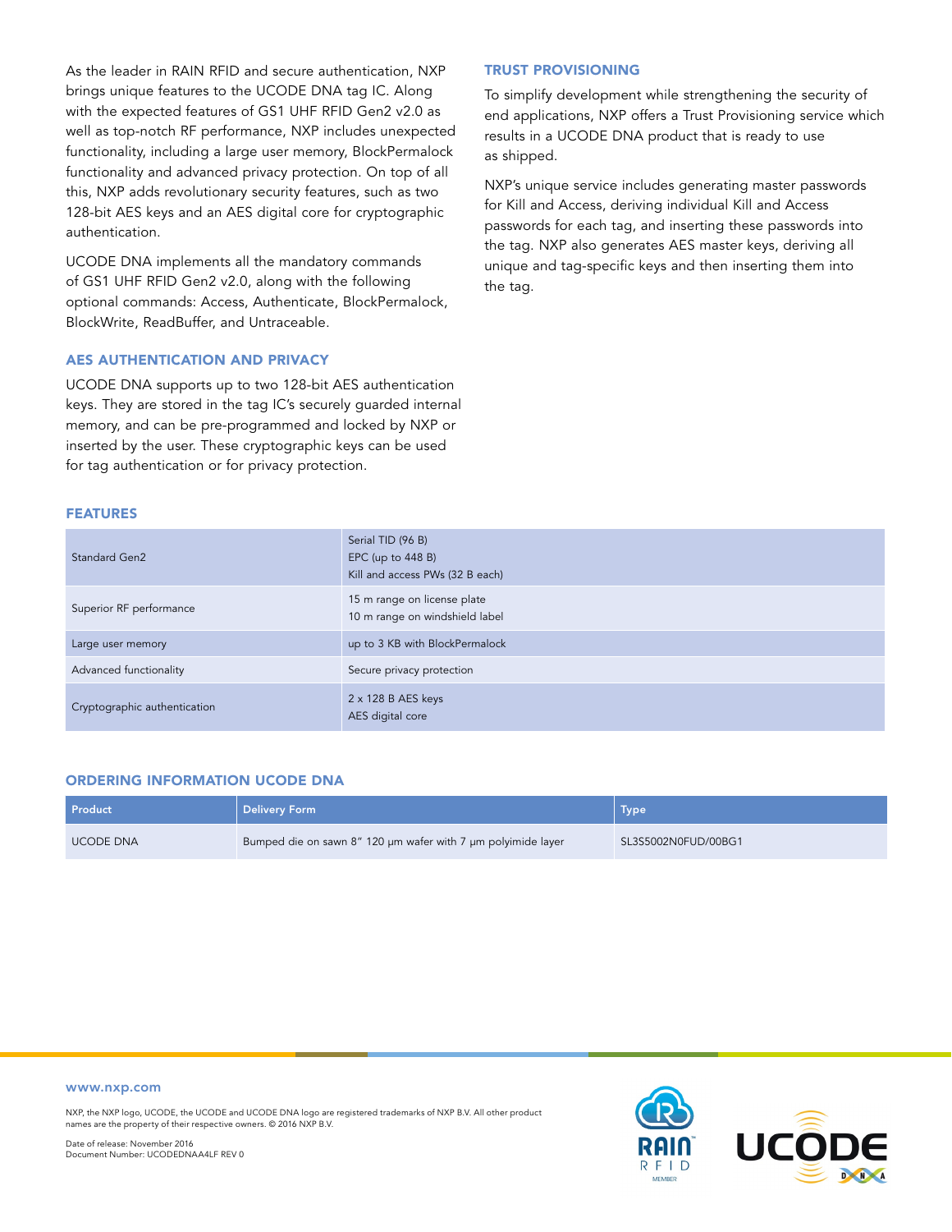As the leader in RAIN RFID and secure authentication, NXP brings unique features to the UCODE DNA tag IC. Along with the expected features of GS1 UHF RFID Gen2 v2.0 as well as top-notch RF performance, NXP includes unexpected functionality, including a large user memory, BlockPermalock functionality and advanced privacy protection. On top of all this, NXP adds revolutionary security features, such as two 128-bit AES keys and an AES digital core for cryptographic authentication.

UCODE DNA implements all the mandatory commands of GS1 UHF RFID Gen2 v2.0, along with the following optional commands: Access, Authenticate, BlockPermalock, BlockWrite, ReadBuffer, and Untraceable.

## AES AUTHENTICATION AND PRIVACY

UCODE DNA supports up to two 128-bit AES authentication keys. They are stored in the tag IC's securely guarded internal memory, and can be pre-programmed and locked by NXP or inserted by the user. These cryptographic keys can be used for tag authentication or for privacy protection.

## TRUST PROVISIONING

To simplify development while strengthening the security of end applications, NXP offers a Trust Provisioning service which results in a UCODE DNA product that is ready to use as shipped.

NXP's unique service includes generating master passwords for Kill and Access, deriving individual Kill and Access passwords for each tag, and inserting these passwords into the tag. NXP also generates AES master keys, deriving all unique and tag-specific keys and then inserting them into the tag.

## FEATURES

| | |
|---|---|
| Standard Gen2 | Serial TID (96 B)<br>EPC (up to 448 B)<br>Kill and access PWs (32 B each) |
| Superior RF performance | 15 m range on license plate<br>10 m range on windshield label |
| Large user memory | up to 3 KB with BlockPermalock |
| Advanced functionality | Secure privacy protection |
| Cryptographic authentication | 2 x 128 B AES keys<br>AES digital core |

## ORDERING INFORMATION UCODE DNA

| Product | Delivery Form | Type |
|---|---|---|
| UCODE DNA | Bumped die on sawn 8" 120 µm wafer with 7 µm polyimide layer | SL3S5002N0FUD/00BG1 |

**www.nxp.com**

NXP, the NXP logo, UCODE, the UCODE and UCODE DNA logo are registered trademarks of NXP B.V. All other product names are the property of their respective owners. © 2016 NXP B.V.

Date of release: November 2016
Document Number: UCODEDNAA4LF REV 0